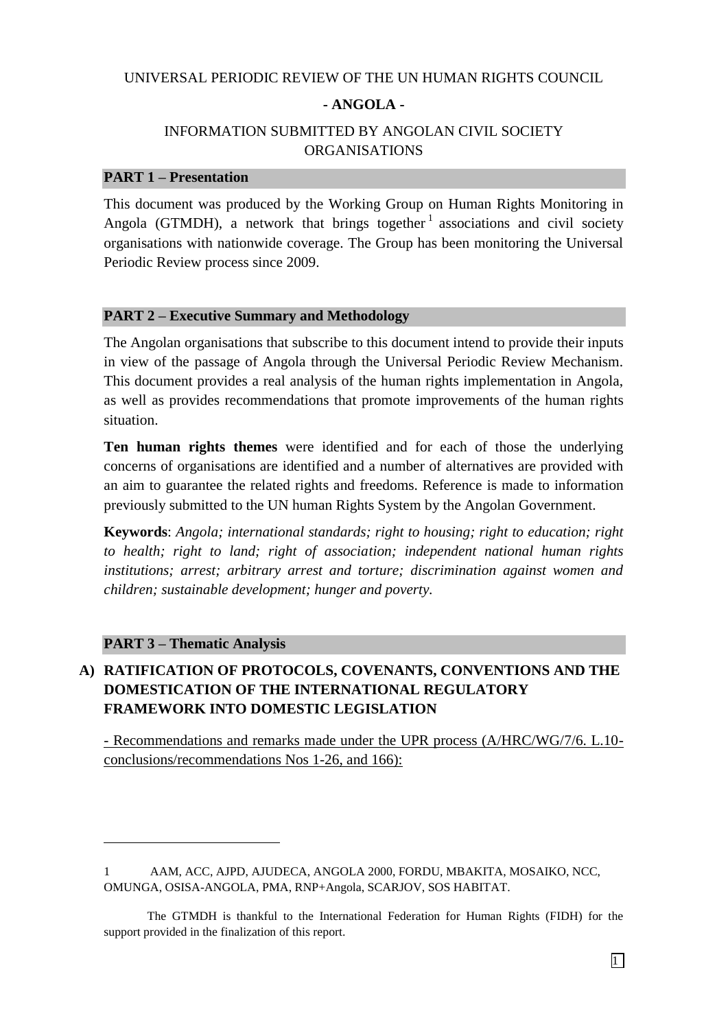UNIVERSAL PERIODIC REVIEW OF THE UN HUMAN RIGHTS COUNCIL

**- ANGOLA -**

INFORMATION SUBMITTED BY ANGOLAN CIVIL SOCIETY ORGANISATIONS

## PART 1 – Presentation

This document was produced by the Working Group on Human Rights Monitoring in Angola (GTMDH), a network that brings together[1] associations and civil society organisations with nationwide coverage. The Group has been monitoring the Universal Periodic Review process since 2009.

## PART 2 – Executive Summary and Methodology

The Angolan organisations that subscribe to this document intend to provide their inputs in view of the passage of Angola through the Universal Periodic Review Mechanism. This document provides a real analysis of the human rights implementation in Angola, as well as provides recommendations that promote improvements of the human rights situation.

**Ten human rights themes** were identified and for each of those the underlying concerns of organisations are identified and a number of alternatives are provided with an aim to guarantee the related rights and freedoms. Reference is made to information previously submitted to the UN human Rights System by the Angolan Government.

**Keywords**: *Angola; international standards; right to housing; right to education; right to health; right to land; right of association; independent national human rights institutions; arrest; arbitrary arrest and torture; discrimination against women and children; sustainable development; hunger and poverty.*

## PART 3 – Thematic Analysis

### A) RATIFICATION OF PROTOCOLS, COVENANTS, CONVENTIONS AND THE DOMESTICATION OF THE INTERNATIONAL REGULATORY FRAMEWORK INTO DOMESTIC LEGISLATION

- Recommendations and remarks made under the UPR process (A/HRC/WG/7/6. L.10-conclusions/recommendations Nos 1-26, and 166):

---

[1] AAM, ACC, AJPD, AJUDECA, ANGOLA 2000, FORDU, MBAKITA, MOSAIKO, NCC, OMUNGA, OSISA-ANGOLA, PMA, RNP+Angola, SCARJOV, SOS HABITAT.

The GTMDH is thankful to the International Federation for Human Rights (FIDH) for the support provided in the finalization of this report.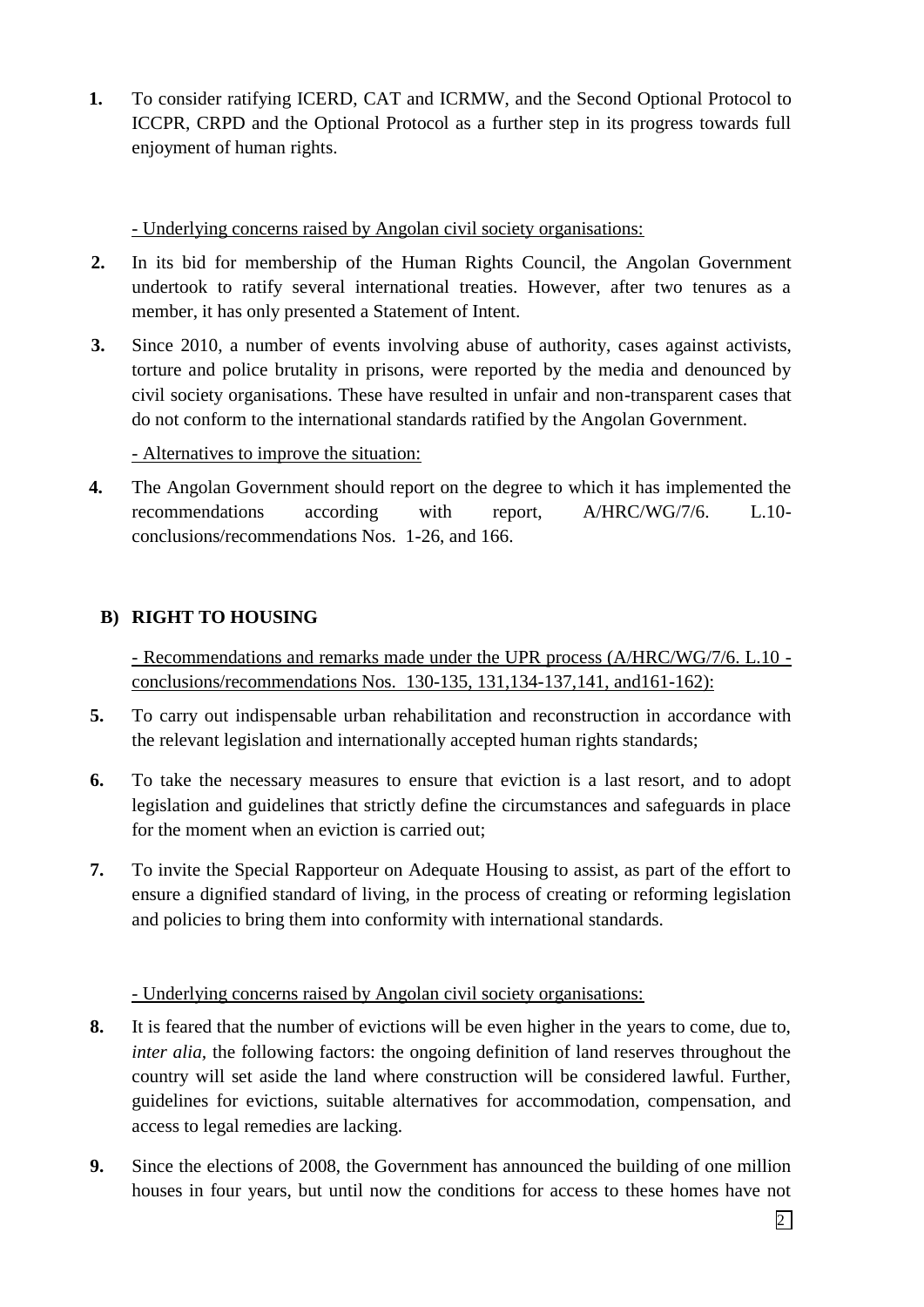**1.** To consider ratifying ICERD, CAT and ICRMW, and the Second Optional Protocol to ICCPR, CRPD and the Optional Protocol as a further step in its progress towards full enjoyment of human rights.

- Underlying concerns raised by Angolan civil society organisations:

**2.** In its bid for membership of the Human Rights Council, the Angolan Government undertook to ratify several international treaties. However, after two tenures as a member, it has only presented a Statement of Intent.

**3.** Since 2010, a number of events involving abuse of authority, cases against activists, torture and police brutality in prisons, were reported by the media and denounced by civil society organisations. These have resulted in unfair and non-transparent cases that do not conform to the international standards ratified by the Angolan Government.

- Alternatives to improve the situation:

**4.** The Angolan Government should report on the degree to which it has implemented the recommendations according with report, A/HRC/WG/7/6. L.10-conclusions/recommendations Nos. 1-26, and 166.

## B) RIGHT TO HOUSING

- Recommendations and remarks made under the UPR process (A/HRC/WG/7/6. L.10 - conclusions/recommendations Nos. 130-135, 131,134-137,141, and161-162):

**5.** To carry out indispensable urban rehabilitation and reconstruction in accordance with the relevant legislation and internationally accepted human rights standards;

**6.** To take the necessary measures to ensure that eviction is a last resort, and to adopt legislation and guidelines that strictly define the circumstances and safeguards in place for the moment when an eviction is carried out;

**7.** To invite the Special Rapporteur on Adequate Housing to assist, as part of the effort to ensure a dignified standard of living, in the process of creating or reforming legislation and policies to bring them into conformity with international standards.

- Underlying concerns raised by Angolan civil society organisations:

**8.** It is feared that the number of evictions will be even higher in the years to come, due to, *inter alia*, the following factors: the ongoing definition of land reserves throughout the country will set aside the land where construction will be considered lawful. Further, guidelines for evictions, suitable alternatives for accommodation, compensation, and access to legal remedies are lacking.

**9.** Since the elections of 2008, the Government has announced the building of one million houses in four years, but until now the conditions for access to these homes have not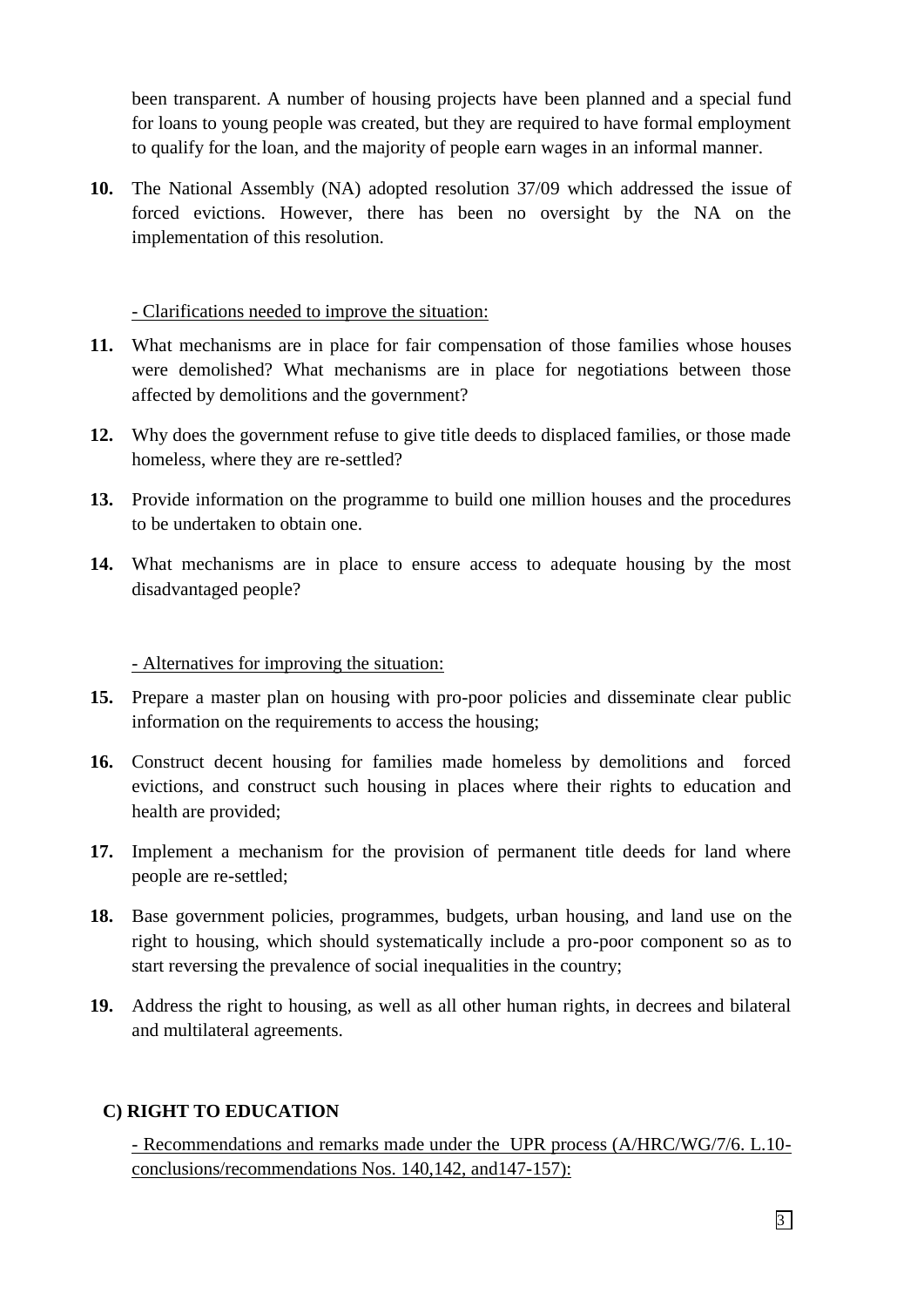been transparent. A number of housing projects have been planned and a special fund for loans to young people was created, but they are required to have formal employment to qualify for the loan, and the majority of people earn wages in an informal manner.

**10.** The National Assembly (NA) adopted resolution 37/09 which addressed the issue of forced evictions. However, there has been no oversight by the NA on the implementation of this resolution.

<u>- Clarifications needed to improve the situation:</u>

**11.** What mechanisms are in place for fair compensation of those families whose houses were demolished? What mechanisms are in place for negotiations between those affected by demolitions and the government?

**12.** Why does the government refuse to give title deeds to displaced families, or those made homeless, where they are re-settled?

**13.** Provide information on the programme to build one million houses and the procedures to be undertaken to obtain one.

**14.** What mechanisms are in place to ensure access to adequate housing by the most disadvantaged people?

<u>- Alternatives for improving the situation:</u>

**15.** Prepare a master plan on housing with pro-poor policies and disseminate clear public information on the requirements to access the housing;

**16.** Construct decent housing for families made homeless by demolitions and forced evictions, and construct such housing in places where their rights to education and health are provided;

**17.** Implement a mechanism for the provision of permanent title deeds for land where people are re-settled;

**18.** Base government policies, programmes, budgets, urban housing, and land use on the right to housing, which should systematically include a pro-poor component so as to start reversing the prevalence of social inequalities in the country;

**19.** Address the right to housing, as well as all other human rights, in decrees and bilateral and multilateral agreements.

## C) RIGHT TO EDUCATION

<u>- Recommendations and remarks made under the UPR process (A/HRC/WG/7/6. L.10-conclusions/recommendations Nos. 140,142, and147-157):</u>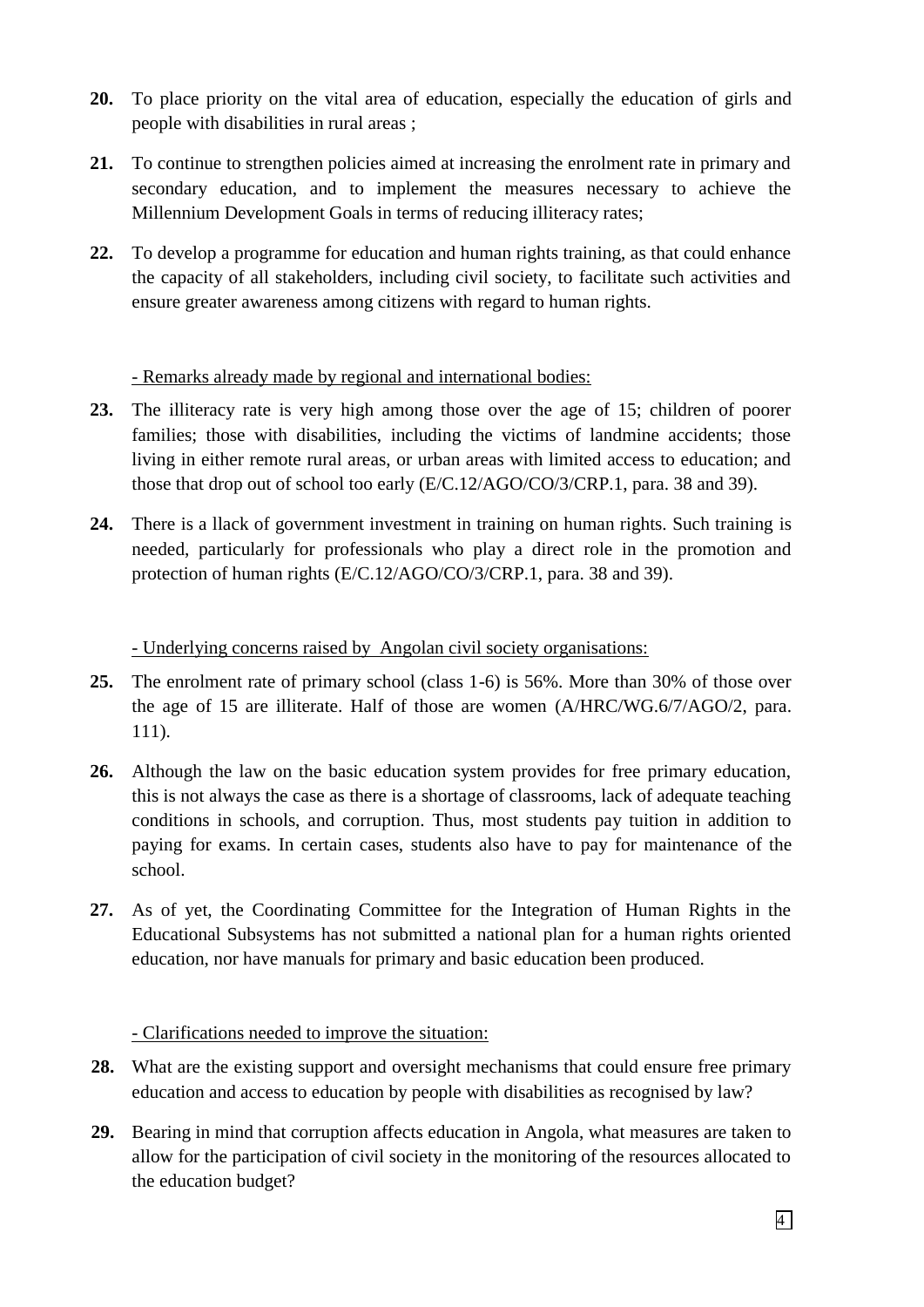**20.** To place priority on the vital area of education, especially the education of girls and people with disabilities in rural areas ;

**21.** To continue to strengthen policies aimed at increasing the enrolment rate in primary and secondary education, and to implement the measures necessary to achieve the Millennium Development Goals in terms of reducing illiteracy rates;

**22.** To develop a programme for education and human rights training, as that could enhance the capacity of all stakeholders, including civil society, to facilitate such activities and ensure greater awareness among citizens with regard to human rights.

<u>- Remarks already made by regional and international bodies:</u>

**23.** The illiteracy rate is very high among those over the age of 15; children of poorer families; those with disabilities, including the victims of landmine accidents; those living in either remote rural areas, or urban areas with limited access to education; and those that drop out of school too early (E/C.12/AGO/CO/3/CRP.1, para. 38 and 39).

**24.** There is a llack of government investment in training on human rights. Such training is needed, particularly for professionals who play a direct role in the promotion and protection of human rights (E/C.12/AGO/CO/3/CRP.1, para. 38 and 39).

<u>- Underlying concerns raised by Angolan civil society organisations:</u>

**25.** The enrolment rate of primary school (class 1-6) is 56%. More than 30% of those over the age of 15 are illiterate. Half of those are women (A/HRC/WG.6/7/AGO/2, para. 111).

**26.** Although the law on the basic education system provides for free primary education, this is not always the case as there is a shortage of classrooms, lack of adequate teaching conditions in schools, and corruption. Thus, most students pay tuition in addition to paying for exams. In certain cases, students also have to pay for maintenance of the school.

**27.** As of yet, the Coordinating Committee for the Integration of Human Rights in the Educational Subsystems has not submitted a national plan for a human rights oriented education, nor have manuals for primary and basic education been produced.

<u>- Clarifications needed to improve the situation:</u>

**28.** What are the existing support and oversight mechanisms that could ensure free primary education and access to education by people with disabilities as recognised by law?

**29.** Bearing in mind that corruption affects education in Angola, what measures are taken to allow for the participation of civil society in the monitoring of the resources allocated to the education budget?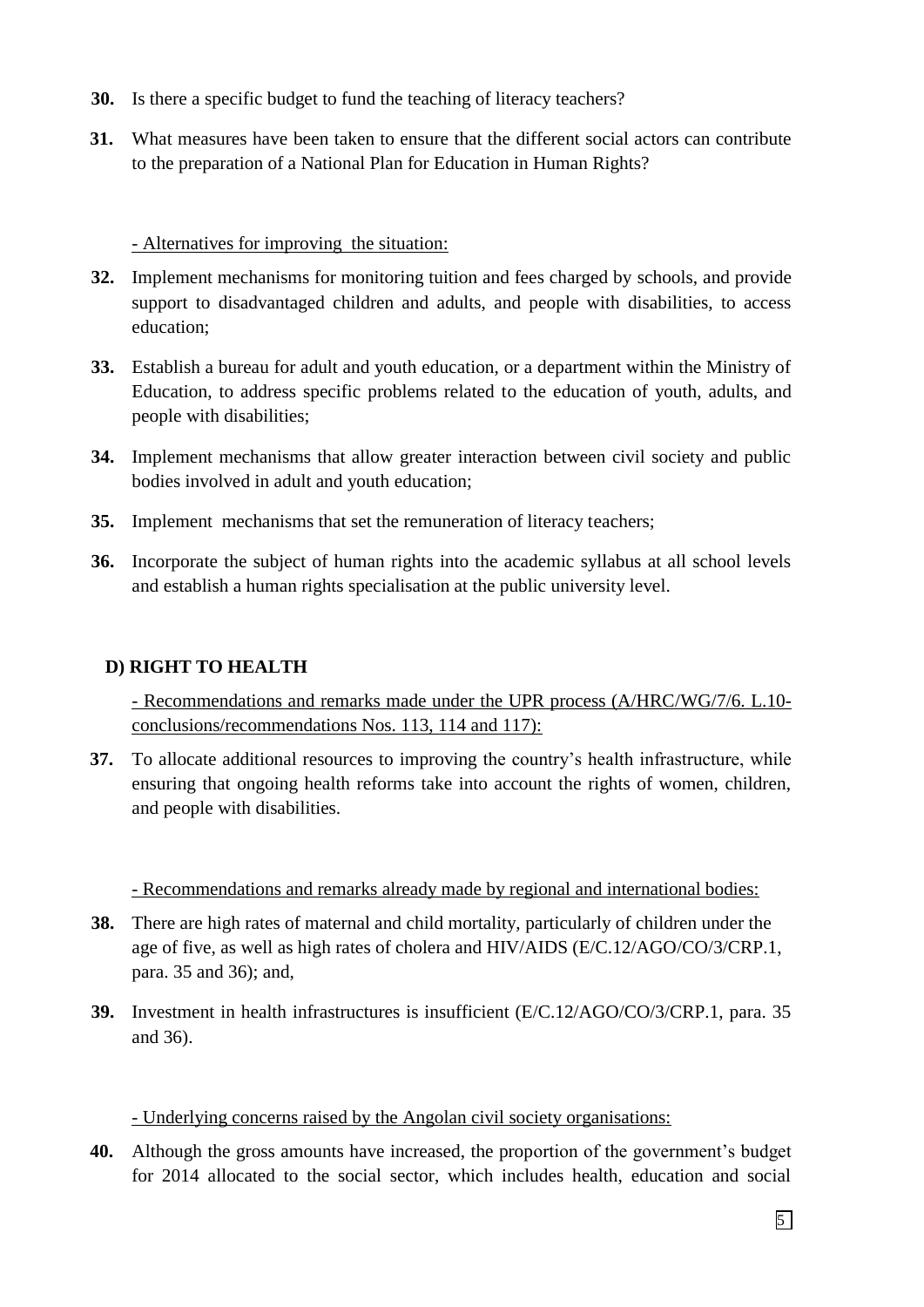**30.** Is there a specific budget to fund the teaching of literacy teachers?

**31.** What measures have been taken to ensure that the different social actors can contribute to the preparation of a National Plan for Education in Human Rights?

- Alternatives for improving the situation:

**32.** Implement mechanisms for monitoring tuition and fees charged by schools, and provide support to disadvantaged children and adults, and people with disabilities, to access education;

**33.** Establish a bureau for adult and youth education, or a department within the Ministry of Education, to address specific problems related to the education of youth, adults, and people with disabilities;

**34.** Implement mechanisms that allow greater interaction between civil society and public bodies involved in adult and youth education;

**35.** Implement mechanisms that set the remuneration of literacy teachers;

**36.** Incorporate the subject of human rights into the academic syllabus at all school levels and establish a human rights specialisation at the public university level.

## D) RIGHT TO HEALTH

- Recommendations and remarks made under the UPR process (A/HRC/WG/7/6. L.10-conclusions/recommendations Nos. 113, 114 and 117):

**37.** To allocate additional resources to improving the country's health infrastructure, while ensuring that ongoing health reforms take into account the rights of women, children, and people with disabilities.

- Recommendations and remarks already made by regional and international bodies:

**38.** There are high rates of maternal and child mortality, particularly of children under the age of five, as well as high rates of cholera and HIV/AIDS (E/C.12/AGO/CO/3/CRP.1, para. 35 and 36); and,

**39.** Investment in health infrastructures is insufficient (E/C.12/AGO/CO/3/CRP.1, para. 35 and 36).

- Underlying concerns raised by the Angolan civil society organisations:

**40.** Although the gross amounts have increased, the proportion of the government's budget for 2014 allocated to the social sector, which includes health, education and social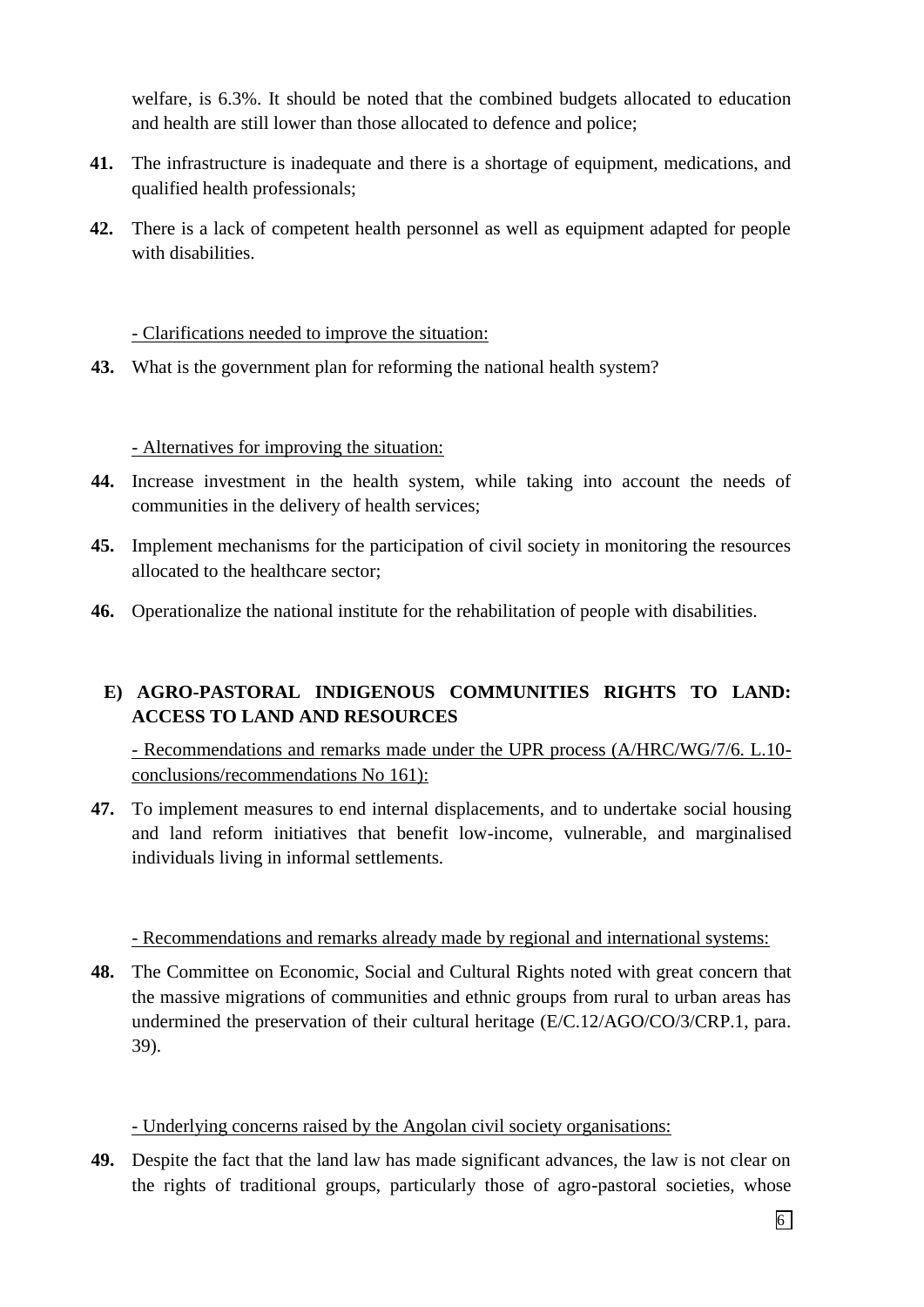welfare, is 6.3%. It should be noted that the combined budgets allocated to education and health are still lower than those allocated to defence and police;

**41.** The infrastructure is inadequate and there is a shortage of equipment, medications, and qualified health professionals;

**42.** There is a lack of competent health personnel as well as equipment adapted for people with disabilities.

<u>- Clarifications needed to improve the situation:</u>

**43.** What is the government plan for reforming the national health system?

<u>- Alternatives for improving the situation:</u>

**44.** Increase investment in the health system, while taking into account the needs of communities in the delivery of health services;

**45.** Implement mechanisms for the participation of civil society in monitoring the resources allocated to the healthcare sector;

**46.** Operationalize the national institute for the rehabilitation of people with disabilities.

### E) AGRO-PASTORAL INDIGENOUS COMMUNITIES RIGHTS TO LAND: ACCESS TO LAND AND RESOURCES

<u>- Recommendations and remarks made under the UPR process (A/HRC/WG/7/6. L.10-conclusions/recommendations No 161):</u>

**47.** To implement measures to end internal displacements, and to undertake social housing and land reform initiatives that benefit low-income, vulnerable, and marginalised individuals living in informal settlements.

<u>- Recommendations and remarks already made by regional and international systems:</u>

**48.** The Committee on Economic, Social and Cultural Rights noted with great concern that the massive migrations of communities and ethnic groups from rural to urban areas has undermined the preservation of their cultural heritage (E/C.12/AGO/CO/3/CRP.1, para. 39).

<u>- Underlying concerns raised by the Angolan civil society organisations:</u>

**49.** Despite the fact that the land law has made significant advances, the law is not clear on the rights of traditional groups, particularly those of agro-pastoral societies, whose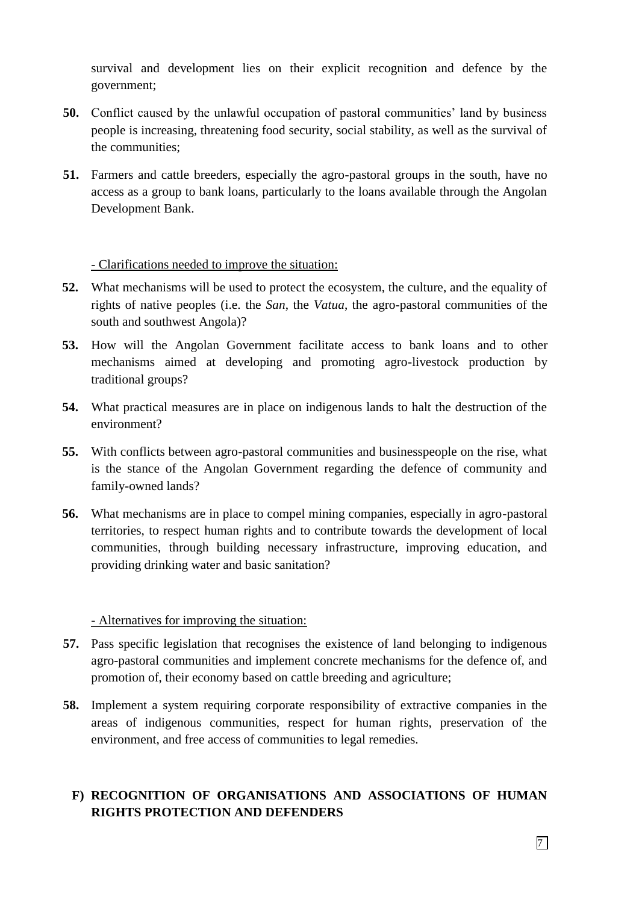survival and development lies on their explicit recognition and defence by the government;

**50.** Conflict caused by the unlawful occupation of pastoral communities' land by business people is increasing, threatening food security, social stability, as well as the survival of the communities;

**51.** Farmers and cattle breeders, especially the agro-pastoral groups in the south, have no access as a group to bank loans, particularly to the loans available through the Angolan Development Bank.

<u>- Clarifications needed to improve the situation:</u>

**52.** What mechanisms will be used to protect the ecosystem, the culture, and the equality of rights of native peoples (i.e. the *San*, the *Vatua*, the agro-pastoral communities of the south and southwest Angola)?

**53.** How will the Angolan Government facilitate access to bank loans and to other mechanisms aimed at developing and promoting agro-livestock production by traditional groups?

**54.** What practical measures are in place on indigenous lands to halt the destruction of the environment?

**55.** With conflicts between agro-pastoral communities and businesspeople on the rise, what is the stance of the Angolan Government regarding the defence of community and family-owned lands?

**56.** What mechanisms are in place to compel mining companies, especially in agro-pastoral territories, to respect human rights and to contribute towards the development of local communities, through building necessary infrastructure, improving education, and providing drinking water and basic sanitation?

<u>- Alternatives for improving the situation:</u>

**57.** Pass specific legislation that recognises the existence of land belonging to indigenous agro-pastoral communities and implement concrete mechanisms for the defence of, and promotion of, their economy based on cattle breeding and agriculture;

**58.** Implement a system requiring corporate responsibility of extractive companies in the areas of indigenous communities, respect for human rights, preservation of the environment, and free access of communities to legal remedies.

## F) RECOGNITION OF ORGANISATIONS AND ASSOCIATIONS OF HUMAN RIGHTS PROTECTION AND DEFENDERS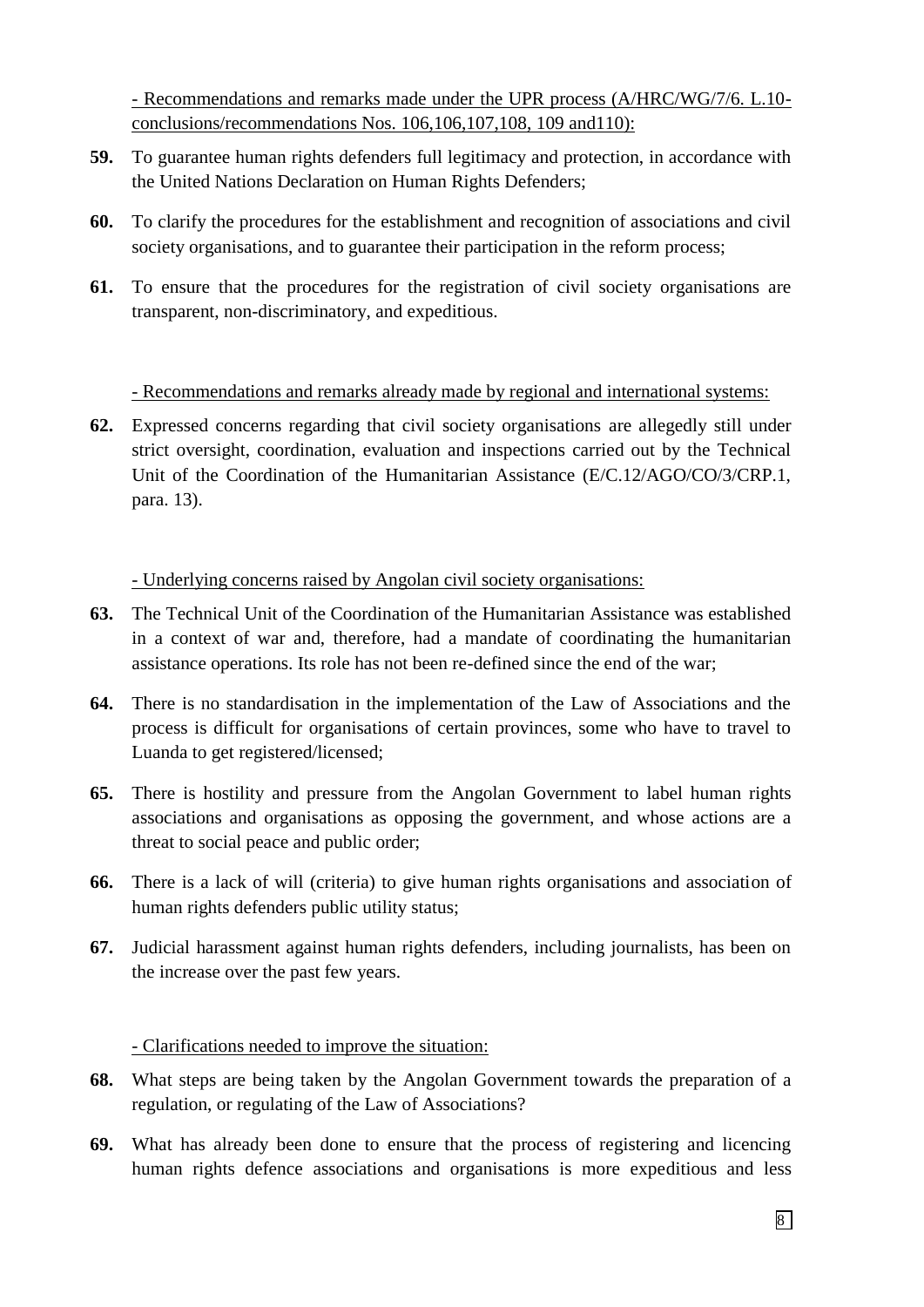- Recommendations and remarks made under the UPR process (A/HRC/WG/7/6. L.10-conclusions/recommendations Nos. 106,106,107,108, 109 and110):

**59.** To guarantee human rights defenders full legitimacy and protection, in accordance with the United Nations Declaration on Human Rights Defenders;

**60.** To clarify the procedures for the establishment and recognition of associations and civil society organisations, and to guarantee their participation in the reform process;

**61.** To ensure that the procedures for the registration of civil society organisations are transparent, non-discriminatory, and expeditious.

- Recommendations and remarks already made by regional and international systems:

**62.** Expressed concerns regarding that civil society organisations are allegedly still under strict oversight, coordination, evaluation and inspections carried out by the Technical Unit of the Coordination of the Humanitarian Assistance (E/C.12/AGO/CO/3/CRP.1, para. 13).

- Underlying concerns raised by Angolan civil society organisations:

**63.** The Technical Unit of the Coordination of the Humanitarian Assistance was established in a context of war and, therefore, had a mandate of coordinating the humanitarian assistance operations. Its role has not been re-defined since the end of the war;

**64.** There is no standardisation in the implementation of the Law of Associations and the process is difficult for organisations of certain provinces, some who have to travel to Luanda to get registered/licensed;

**65.** There is hostility and pressure from the Angolan Government to label human rights associations and organisations as opposing the government, and whose actions are a threat to social peace and public order;

**66.** There is a lack of will (criteria) to give human rights organisations and association of human rights defenders public utility status;

**67.** Judicial harassment against human rights defenders, including journalists, has been on the increase over the past few years.

- Clarifications needed to improve the situation:

**68.** What steps are being taken by the Angolan Government towards the preparation of a regulation, or regulating of the Law of Associations?

**69.** What has already been done to ensure that the process of registering and licencing human rights defence associations and organisations is more expeditious and less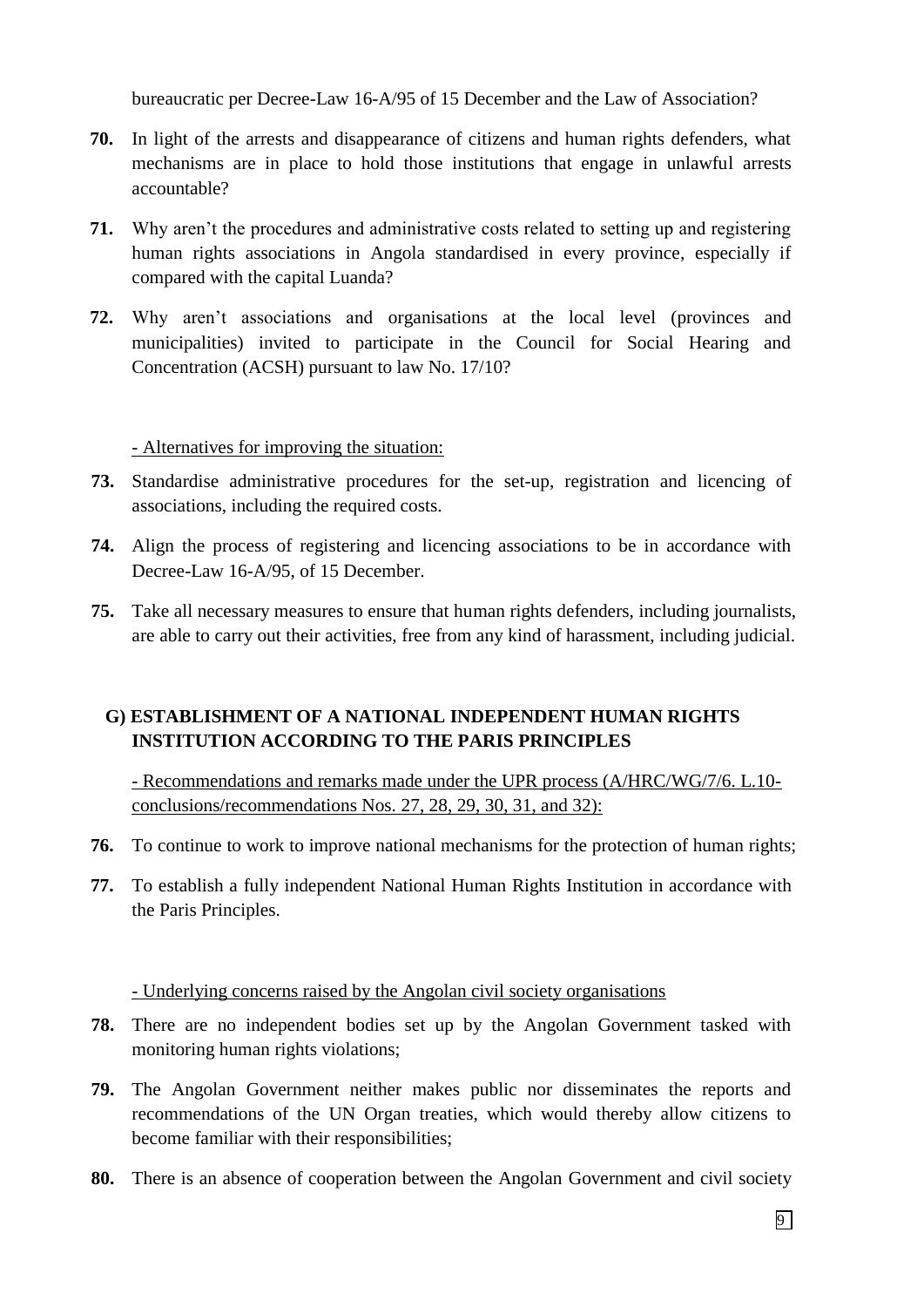bureaucratic per Decree-Law 16-A/95 of 15 December and the Law of Association?

**70.** In light of the arrests and disappearance of citizens and human rights defenders, what mechanisms are in place to hold those institutions that engage in unlawful arrests accountable?

**71.** Why aren't the procedures and administrative costs related to setting up and registering human rights associations in Angola standardised in every province, especially if compared with the capital Luanda?

**72.** Why aren't associations and organisations at the local level (provinces and municipalities) invited to participate in the Council for Social Hearing and Concentration (ACSH) pursuant to law No. 17/10?

<u>- Alternatives for improving the situation:</u>

**73.** Standardise administrative procedures for the set-up, registration and licencing of associations, including the required costs.

**74.** Align the process of registering and licencing associations to be in accordance with Decree-Law 16-A/95, of 15 December.

**75.** Take all necessary measures to ensure that human rights defenders, including journalists, are able to carry out their activities, free from any kind of harassment, including judicial.

### G) ESTABLISHMENT OF A NATIONAL INDEPENDENT HUMAN RIGHTS INSTITUTION ACCORDING TO THE PARIS PRINCIPLES

<u>- Recommendations and remarks made under the UPR process (A/HRC/WG/7/6. L.10-conclusions/recommendations Nos. 27, 28, 29, 30, 31, and 32):</u>

**76.** To continue to work to improve national mechanisms for the protection of human rights;

**77.** To establish a fully independent National Human Rights Institution in accordance with the Paris Principles.

<u>- Underlying concerns raised by the Angolan civil society organisations</u>

**78.** There are no independent bodies set up by the Angolan Government tasked with monitoring human rights violations;

**79.** The Angolan Government neither makes public nor disseminates the reports and recommendations of the UN Organ treaties, which would thereby allow citizens to become familiar with their responsibilities;

**80.** There is an absence of cooperation between the Angolan Government and civil society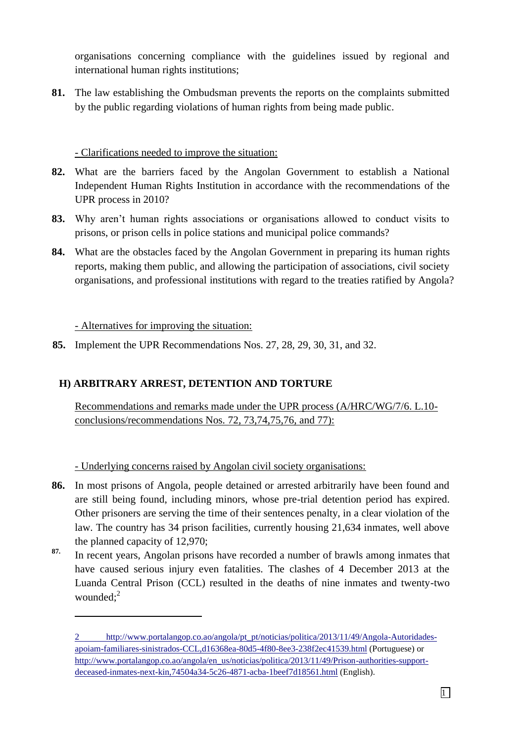organisations concerning compliance with the guidelines issued by regional and international human rights institutions;

**81.** The law establishing the Ombudsman prevents the reports on the complaints submitted by the public regarding violations of human rights from being made public.

- Clarifications needed to improve the situation:

**82.** What are the barriers faced by the Angolan Government to establish a National Independent Human Rights Institution in accordance with the recommendations of the UPR process in 2010?

**83.** Why aren't human rights associations or organisations allowed to conduct visits to prisons, or prison cells in police stations and municipal police commands?

**84.** What are the obstacles faced by the Angolan Government in preparing its human rights reports, making them public, and allowing the participation of associations, civil society organisations, and professional institutions with regard to the treaties ratified by Angola?

- Alternatives for improving the situation:

**85.** Implement the UPR Recommendations Nos. 27, 28, 29, 30, 31, and 32.

## H) ARBITRARY ARREST, DETENTION AND TORTURE

Recommendations and remarks made under the UPR process (A/HRC/WG/7/6. L.10-conclusions/recommendations Nos. 72, 73,74,75,76, and 77):

- Underlying concerns raised by Angolan civil society organisations:

**86.** In most prisons of Angola, people detained or arrested arbitrarily have been found and are still being found, including minors, whose pre-trial detention period has expired. Other prisoners are serving the time of their sentences penalty, in a clear violation of the law. The country has 34 prison facilities, currently housing 21,634 inmates, well above the planned capacity of 12,970;

**87.** In recent years, Angolan prisons have recorded a number of brawls among inmates that have caused serious injury even fatalities. The clashes of 4 December 2013 at the Luanda Central Prison (CCL) resulted in the deaths of nine inmates and twenty-two wounded;[2]

---

[2] http://www.portalangop.co.ao/angola/pt_pt/noticias/politica/2013/11/49/Angola-Autoridades-apoiam-familiares-sinistrados-CCL,d16368ea-80d5-4f80-8ee3-238f2ec41539.html (Portuguese) or http://www.portalangop.co.ao/angola/en_us/noticias/politica/2013/11/49/Prison-authorities-support-deceased-inmates-next-kin,74504a34-5c26-4871-acba-1beef7d18561.html (English).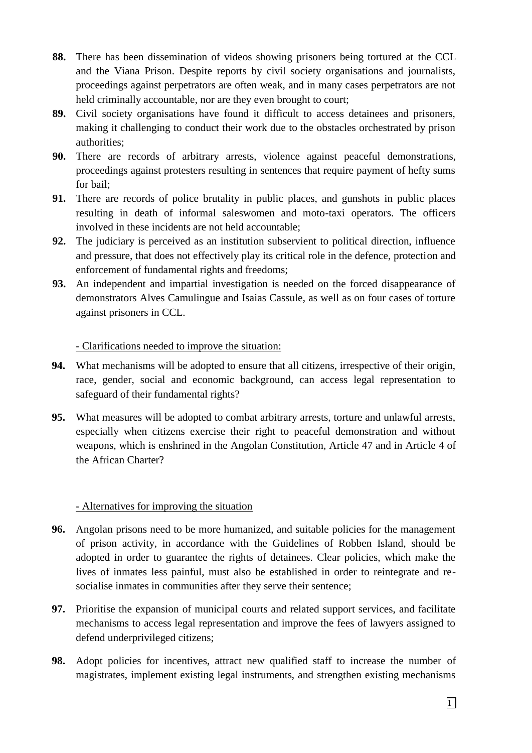**88.** There has been dissemination of videos showing prisoners being tortured at the CCL and the Viana Prison. Despite reports by civil society organisations and journalists, proceedings against perpetrators are often weak, and in many cases perpetrators are not held criminally accountable, nor are they even brought to court;

**89.** Civil society organisations have found it difficult to access detainees and prisoners, making it challenging to conduct their work due to the obstacles orchestrated by prison authorities;

**90.** There are records of arbitrary arrests, violence against peaceful demonstrations, proceedings against protesters resulting in sentences that require payment of hefty sums for bail;

**91.** There are records of police brutality in public places, and gunshots in public places resulting in death of informal saleswomen and moto-taxi operators. The officers involved in these incidents are not held accountable;

**92.** The judiciary is perceived as an institution subservient to political direction, influence and pressure, that does not effectively play its critical role in the defence, protection and enforcement of fundamental rights and freedoms;

**93.** An independent and impartial investigation is needed on the forced disappearance of demonstrators Alves Camulingue and Isaias Cassule, as well as on four cases of torture against prisoners in CCL.

<u>- Clarifications needed to improve the situation:</u>

**94.** What mechanisms will be adopted to ensure that all citizens, irrespective of their origin, race, gender, social and economic background, can access legal representation to safeguard of their fundamental rights?

**95.** What measures will be adopted to combat arbitrary arrests, torture and unlawful arrests, especially when citizens exercise their right to peaceful demonstration and without weapons, which is enshrined in the Angolan Constitution, Article 47 and in Article 4 of the African Charter?

<u>- Alternatives for improving the situation</u>

**96.** Angolan prisons need to be more humanized, and suitable policies for the management of prison activity, in accordance with the Guidelines of Robben Island, should be adopted in order to guarantee the rights of detainees. Clear policies, which make the lives of inmates less painful, must also be established in order to reintegrate and re-socialise inmates in communities after they serve their sentence;

**97.** Prioritise the expansion of municipal courts and related support services, and facilitate mechanisms to access legal representation and improve the fees of lawyers assigned to defend underprivileged citizens;

**98.** Adopt policies for incentives, attract new qualified staff to increase the number of magistrates, implement existing legal instruments, and strengthen existing mechanisms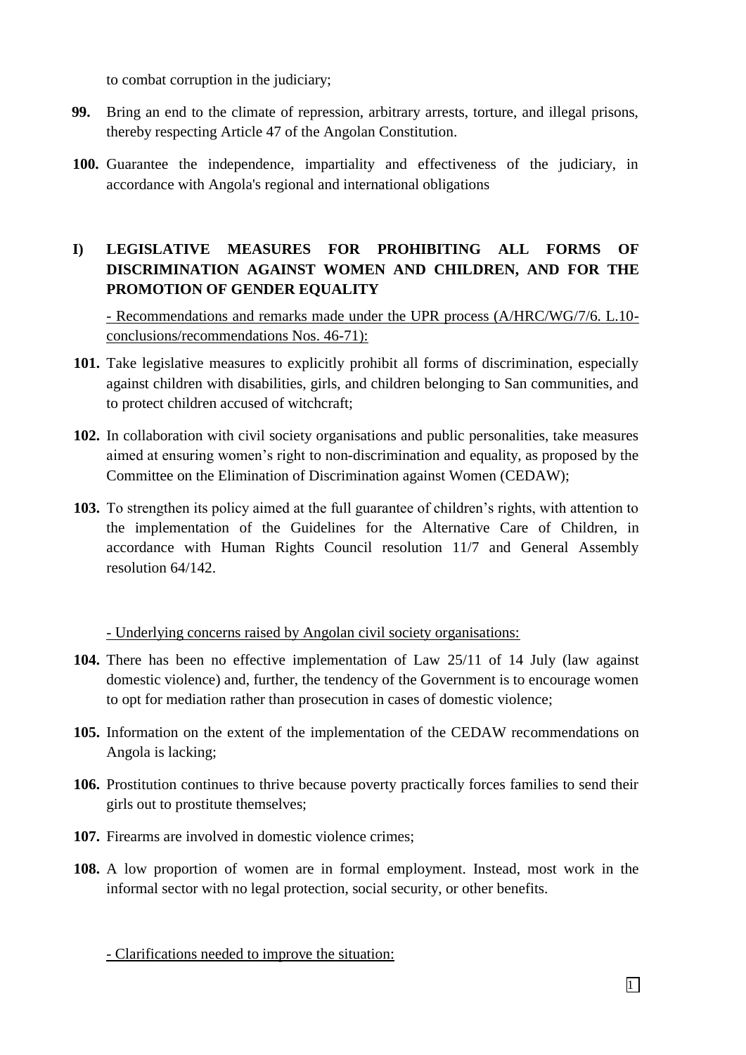to combat corruption in the judiciary;

**99.** Bring an end to the climate of repression, arbitrary arrests, torture, and illegal prisons, thereby respecting Article 47 of the Angolan Constitution.

**100.** Guarantee the independence, impartiality and effectiveness of the judiciary, in accordance with Angola's regional and international obligations

## I) LEGISLATIVE MEASURES FOR PROHIBITING ALL FORMS OF DISCRIMINATION AGAINST WOMEN AND CHILDREN, AND FOR THE PROMOTION OF GENDER EQUALITY

- Recommendations and remarks made under the UPR process (A/HRC/WG/7/6. L.10-conclusions/recommendations Nos. 46-71):

**101.** Take legislative measures to explicitly prohibit all forms of discrimination, especially against children with disabilities, girls, and children belonging to San communities, and to protect children accused of witchcraft;

**102.** In collaboration with civil society organisations and public personalities, take measures aimed at ensuring women's right to non-discrimination and equality, as proposed by the Committee on the Elimination of Discrimination against Women (CEDAW);

**103.** To strengthen its policy aimed at the full guarantee of children's rights, with attention to the implementation of the Guidelines for the Alternative Care of Children, in accordance with Human Rights Council resolution 11/7 and General Assembly resolution 64/142.

- Underlying concerns raised by Angolan civil society organisations:

**104.** There has been no effective implementation of Law 25/11 of 14 July (law against domestic violence) and, further, the tendency of the Government is to encourage women to opt for mediation rather than prosecution in cases of domestic violence;

**105.** Information on the extent of the implementation of the CEDAW recommendations on Angola is lacking;

**106.** Prostitution continues to thrive because poverty practically forces families to send their girls out to prostitute themselves;

**107.** Firearms are involved in domestic violence crimes;

**108.** A low proportion of women are in formal employment. Instead, most work in the informal sector with no legal protection, social security, or other benefits.

- Clarifications needed to improve the situation: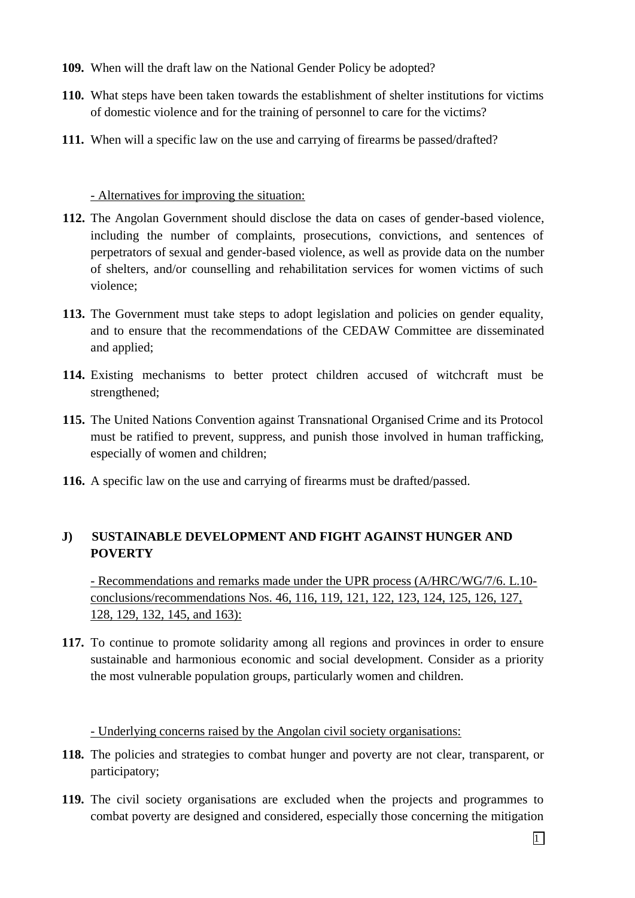**109.** When will the draft law on the National Gender Policy be adopted?

**110.** What steps have been taken towards the establishment of shelter institutions for victims of domestic violence and for the training of personnel to care for the victims?

**111.** When will a specific law on the use and carrying of firearms be passed/drafted?

<u>- Alternatives for improving the situation:</u>

**112.** The Angolan Government should disclose the data on cases of gender-based violence, including the number of complaints, prosecutions, convictions, and sentences of perpetrators of sexual and gender-based violence, as well as provide data on the number of shelters, and/or counselling and rehabilitation services for women victims of such violence;

**113.** The Government must take steps to adopt legislation and policies on gender equality, and to ensure that the recommendations of the CEDAW Committee are disseminated and applied;

**114.** Existing mechanisms to better protect children accused of witchcraft must be strengthened;

**115.** The United Nations Convention against Transnational Organised Crime and its Protocol must be ratified to prevent, suppress, and punish those involved in human trafficking, especially of women and children;

**116.** A specific law on the use and carrying of firearms must be drafted/passed.

## J) SUSTAINABLE DEVELOPMENT AND FIGHT AGAINST HUNGER AND POVERTY

<u>- Recommendations and remarks made under the UPR process (A/HRC/WG/7/6. L.10-conclusions/recommendations Nos. 46, 116, 119, 121, 122, 123, 124, 125, 126, 127, 128, 129, 132, 145, and 163):</u>

**117.** To continue to promote solidarity among all regions and provinces in order to ensure sustainable and harmonious economic and social development. Consider as a priority the most vulnerable population groups, particularly women and children.

<u>- Underlying concerns raised by the Angolan civil society organisations:</u>

**118.** The policies and strategies to combat hunger and poverty are not clear, transparent, or participatory;

**119.** The civil society organisations are excluded when the projects and programmes to combat poverty are designed and considered, especially those concerning the mitigation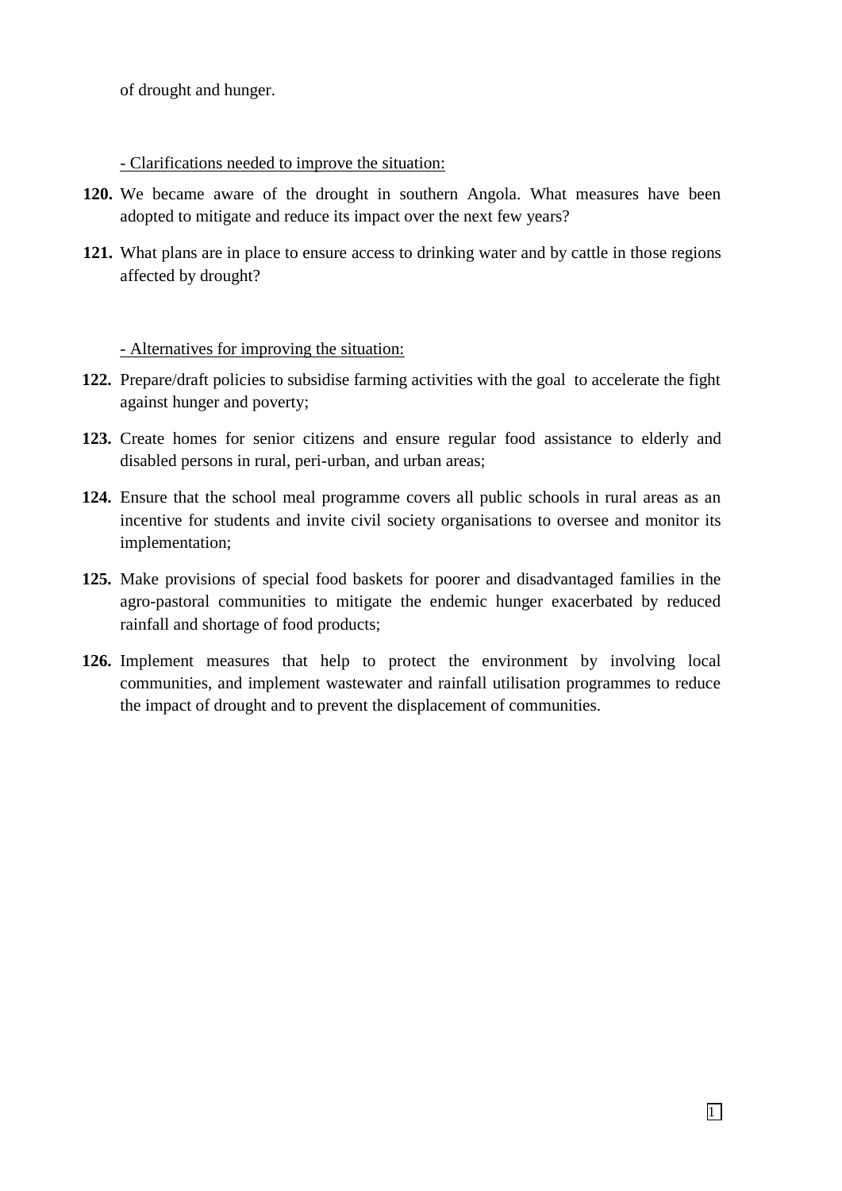of drought and hunger.

<u>- Clarifications needed to improve the situation:</u>

**120.** We became aware of the drought in southern Angola. What measures have been adopted to mitigate and reduce its impact over the next few years?

**121.** What plans are in place to ensure access to drinking water and by cattle in those regions affected by drought?

<u>- Alternatives for improving the situation:</u>

**122.** Prepare/draft policies to subsidise farming activities with the goal to accelerate the fight against hunger and poverty;

**123.** Create homes for senior citizens and ensure regular food assistance to elderly and disabled persons in rural, peri-urban, and urban areas;

**124.** Ensure that the school meal programme covers all public schools in rural areas as an incentive for students and invite civil society organisations to oversee and monitor its implementation;

**125.** Make provisions of special food baskets for poorer and disadvantaged families in the agro-pastoral communities to mitigate the endemic hunger exacerbated by reduced rainfall and shortage of food products;

**126.** Implement measures that help to protect the environment by involving local communities, and implement wastewater and rainfall utilisation programmes to reduce the impact of drought and to prevent the displacement of communities.